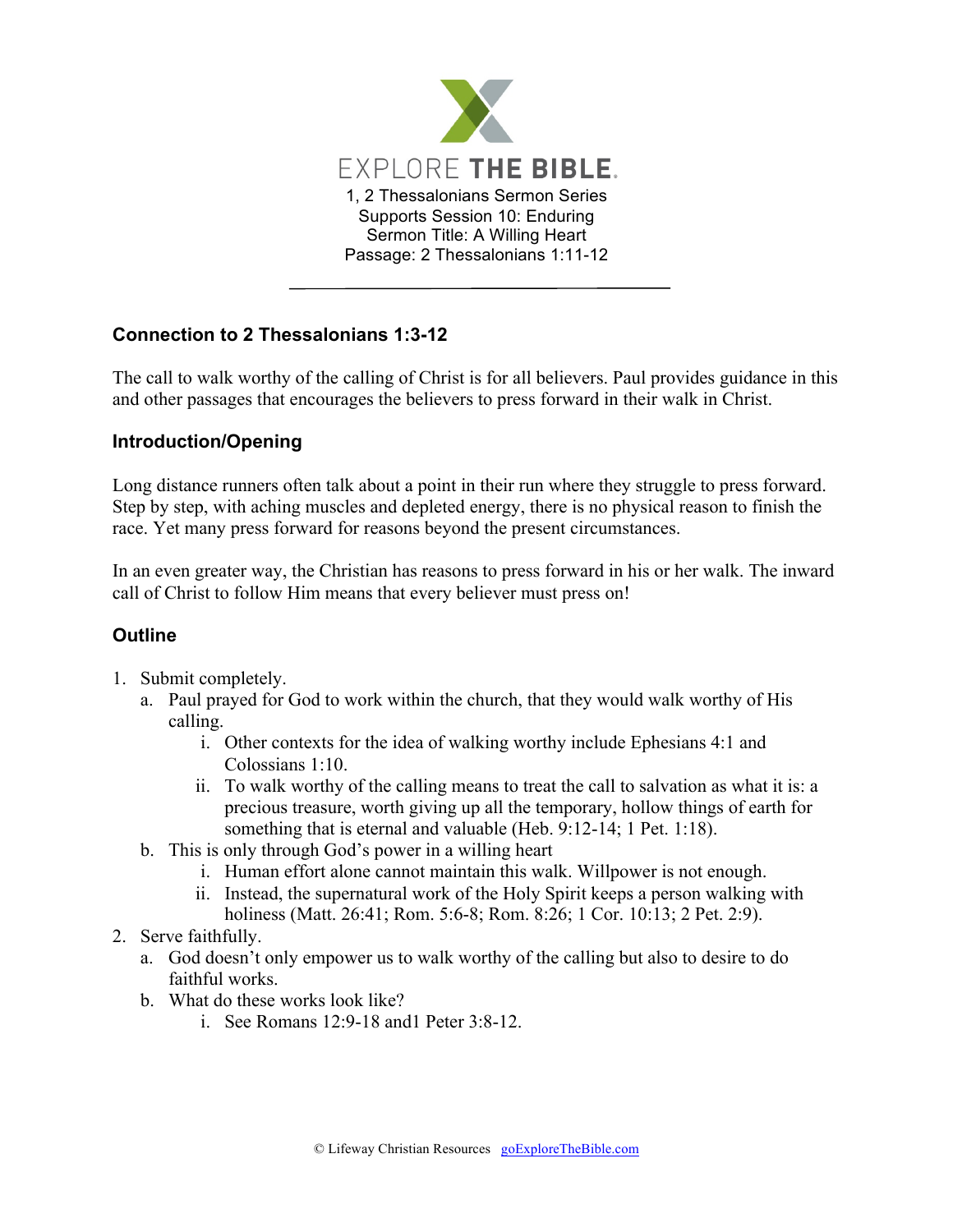EXPLORE THE BIBLE.

1, 2 Thessalonians Sermon Series
Supports Session 10: Enduring
Sermon Title: A Willing Heart
Passage: 2 Thessalonians 1:11-12

---

### Connection to 2 Thessalonians 1:3-12

The call to walk worthy of the calling of Christ is for all believers. Paul provides guidance in this and other passages that encourages the believers to press forward in their walk in Christ.

### Introduction/Opening

Long distance runners often talk about a point in their run where they struggle to press forward. Step by step, with aching muscles and depleted energy, there is no physical reason to finish the race. Yet many press forward for reasons beyond the present circumstances.

In an even greater way, the Christian has reasons to press forward in his or her walk. The inward call of Christ to follow Him means that every believer must press on!

### Outline

1. Submit completely.
   a. Paul prayed for God to work within the church, that they would walk worthy of His calling.
      i. Other contexts for the idea of walking worthy include Ephesians 4:1 and Colossians 1:10.
      ii. To walk worthy of the calling means to treat the call to salvation as what it is: a precious treasure, worth giving up all the temporary, hollow things of earth for something that is eternal and valuable (Heb. 9:12-14; 1 Pet. 1:18).
   b. This is only through God's power in a willing heart
      i. Human effort alone cannot maintain this walk. Willpower is not enough.
      ii. Instead, the supernatural work of the Holy Spirit keeps a person walking with holiness (Matt. 26:41; Rom. 5:6-8; Rom. 8:26; 1 Cor. 10:13; 2 Pet. 2:9).
2. Serve faithfully.
   a. God doesn't only empower us to walk worthy of the calling but also to desire to do faithful works.
   b. What do these works look like?
      i. See Romans 12:9-18 and1 Peter 3:8-12.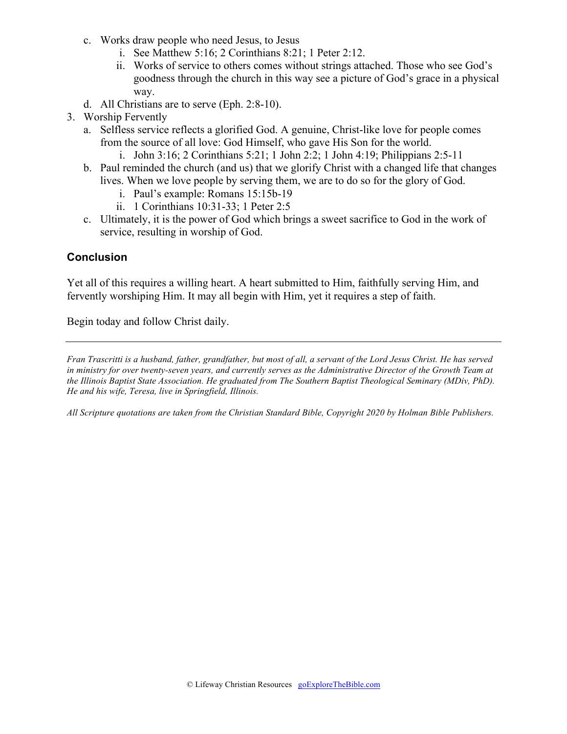c. Works draw people who need Jesus, to Jesus
      i. See Matthew 5:16; 2 Corinthians 8:21; 1 Peter 2:12.
      ii. Works of service to others comes without strings attached. Those who see God's goodness through the church in this way see a picture of God's grace in a physical way.
   d. All Christians are to serve (Eph. 2:8-10).
3. Worship Fervently
   a. Selfless service reflects a glorified God. A genuine, Christ-like love for people comes from the source of all love: God Himself, who gave His Son for the world.
      i. John 3:16; 2 Corinthians 5:21; 1 John 2:2; 1 John 4:19; Philippians 2:5-11
   b. Paul reminded the church (and us) that we glorify Christ with a changed life that changes lives. When we love people by serving them, we are to do so for the glory of God.
      i. Paul's example: Romans 15:15b-19
      ii. 1 Corinthians 10:31-33; 1 Peter 2:5
   c. Ultimately, it is the power of God which brings a sweet sacrifice to God in the work of service, resulting in worship of God.

### Conclusion

Yet all of this requires a willing heart. A heart submitted to Him, faithfully serving Him, and fervently worshiping Him. It may all begin with Him, yet it requires a step of faith.

Begin today and follow Christ daily.

---

*Fran Trascritti is a husband, father, grandfather, but most of all, a servant of the Lord Jesus Christ. He has served in ministry for over twenty-seven years, and currently serves as the Administrative Director of the Growth Team at the Illinois Baptist State Association. He graduated from The Southern Baptist Theological Seminary (MDiv, PhD). He and his wife, Teresa, live in Springfield, Illinois.*

*All Scripture quotations are taken from the Christian Standard Bible, Copyright 2020 by Holman Bible Publishers.*

© Lifeway Christian Resources goExploreTheBible.com